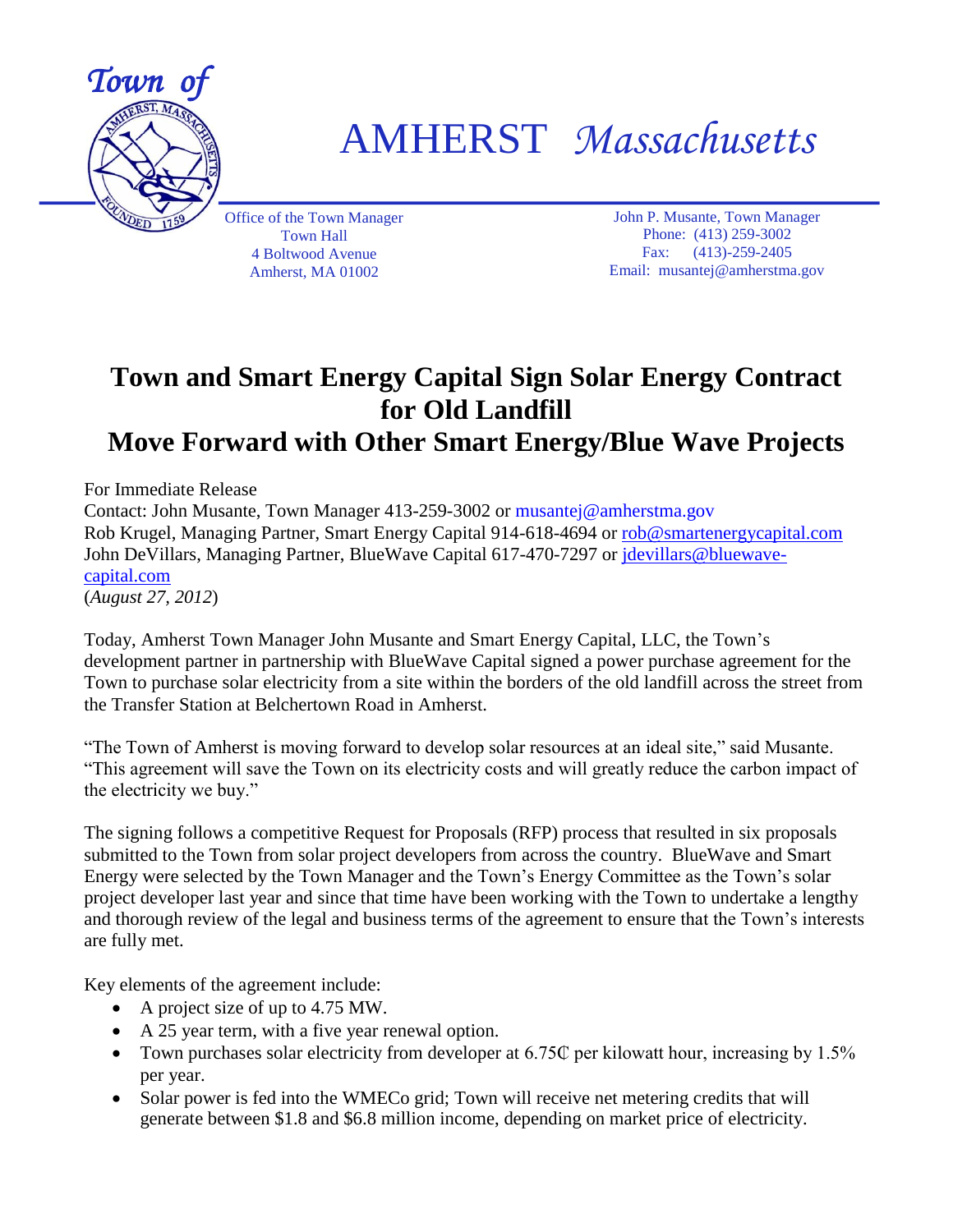# Town of AMHERST *Massachusetts*

Office of the Town Manager
Town Hall
4 Boltwood Avenue
Amherst, MA 01002

John P. Musante, Town Manager
Phone: (413) 259-3002
Fax: (413)-259-2405
Email: musantej@amherstma.gov

## Town and Smart Energy Capital Sign Solar Energy Contract for Old Landfill

## Move Forward with Other Smart Energy/Blue Wave Projects

For Immediate Release
Contact: John Musante, Town Manager 413-259-3002 or musantej@amherstma.gov
Rob Krugel, Managing Partner, Smart Energy Capital 914-618-4694 or rob@smartenergycapital.com
John DeVillars, Managing Partner, BlueWave Capital 617-470-7297 or jdevillars@bluewave-capital.com
(*August 27, 2012*)

Today, Amherst Town Manager John Musante and Smart Energy Capital, LLC, the Town's development partner in partnership with BlueWave Capital signed a power purchase agreement for the Town to purchase solar electricity from a site within the borders of the old landfill across the street from the Transfer Station at Belchertown Road in Amherst.

"The Town of Amherst is moving forward to develop solar resources at an ideal site," said Musante. "This agreement will save the Town on its electricity costs and will greatly reduce the carbon impact of the electricity we buy."

The signing follows a competitive Request for Proposals (RFP) process that resulted in six proposals submitted to the Town from solar project developers from across the country. BlueWave and Smart Energy were selected by the Town Manager and the Town's Energy Committee as the Town's solar project developer last year and since that time have been working with the Town to undertake a lengthy and thorough review of the legal and business terms of the agreement to ensure that the Town's interests are fully met.

Key elements of the agreement include:

- A project size of up to 4.75 MW.
- A 25 year term, with a five year renewal option.
- Town purchases solar electricity from developer at 6.75₵ per kilowatt hour, increasing by 1.5% per year.
- Solar power is fed into the WMECo grid; Town will receive net metering credits that will generate between $1.8 and $6.8 million income, depending on market price of electricity.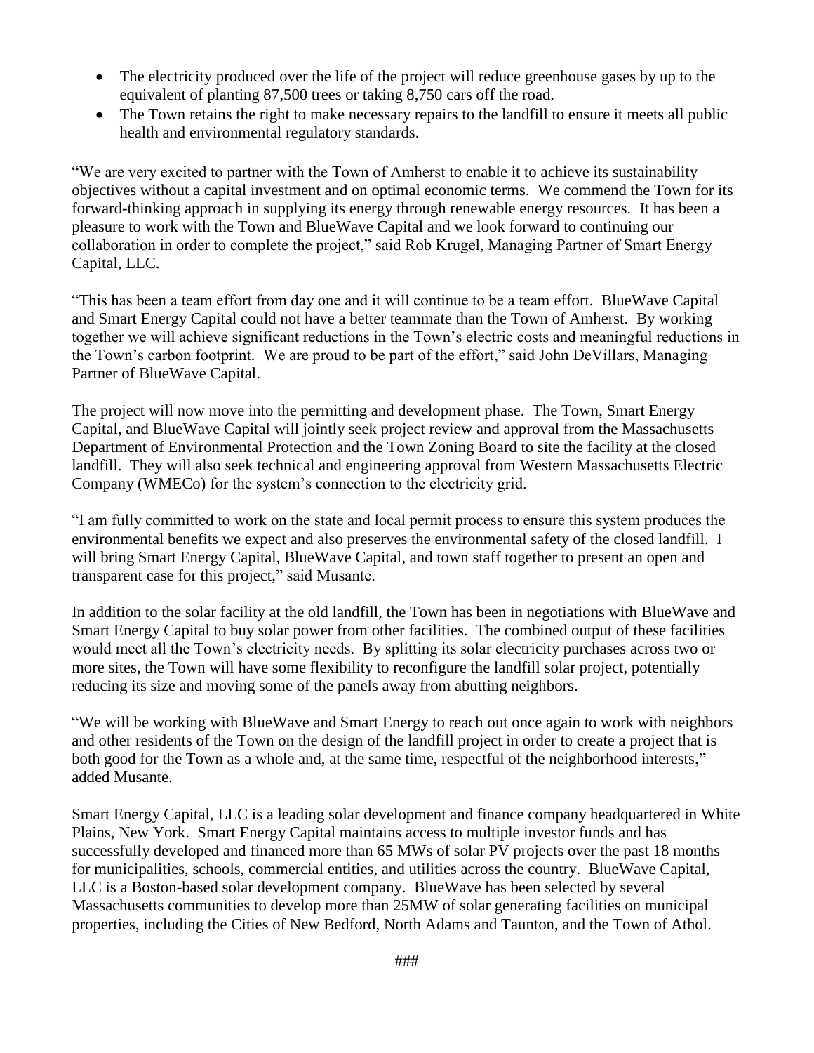- The electricity produced over the life of the project will reduce greenhouse gases by up to the equivalent of planting 87,500 trees or taking 8,750 cars off the road.
- The Town retains the right to make necessary repairs to the landfill to ensure it meets all public health and environmental regulatory standards.

"We are very excited to partner with the Town of Amherst to enable it to achieve its sustainability objectives without a capital investment and on optimal economic terms. We commend the Town for its forward-thinking approach in supplying its energy through renewable energy resources. It has been a pleasure to work with the Town and BlueWave Capital and we look forward to continuing our collaboration in order to complete the project," said Rob Krugel, Managing Partner of Smart Energy Capital, LLC.

"This has been a team effort from day one and it will continue to be a team effort. BlueWave Capital and Smart Energy Capital could not have a better teammate than the Town of Amherst. By working together we will achieve significant reductions in the Town's electric costs and meaningful reductions in the Town's carbon footprint. We are proud to be part of the effort," said John DeVillars, Managing Partner of BlueWave Capital.

The project will now move into the permitting and development phase. The Town, Smart Energy Capital, and BlueWave Capital will jointly seek project review and approval from the Massachusetts Department of Environmental Protection and the Town Zoning Board to site the facility at the closed landfill. They will also seek technical and engineering approval from Western Massachusetts Electric Company (WMECo) for the system's connection to the electricity grid.

"I am fully committed to work on the state and local permit process to ensure this system produces the environmental benefits we expect and also preserves the environmental safety of the closed landfill. I will bring Smart Energy Capital, BlueWave Capital, and town staff together to present an open and transparent case for this project," said Musante.

In addition to the solar facility at the old landfill, the Town has been in negotiations with BlueWave and Smart Energy Capital to buy solar power from other facilities. The combined output of these facilities would meet all the Town's electricity needs. By splitting its solar electricity purchases across two or more sites, the Town will have some flexibility to reconfigure the landfill solar project, potentially reducing its size and moving some of the panels away from abutting neighbors.

"We will be working with BlueWave and Smart Energy to reach out once again to work with neighbors and other residents of the Town on the design of the landfill project in order to create a project that is both good for the Town as a whole and, at the same time, respectful of the neighborhood interests," added Musante.

Smart Energy Capital, LLC is a leading solar development and finance company headquartered in White Plains, New York. Smart Energy Capital maintains access to multiple investor funds and has successfully developed and financed more than 65 MWs of solar PV projects over the past 18 months for municipalities, schools, commercial entities, and utilities across the country. BlueWave Capital, LLC is a Boston-based solar development company. BlueWave has been selected by several Massachusetts communities to develop more than 25MW of solar generating facilities on municipal properties, including the Cities of New Bedford, North Adams and Taunton, and the Town of Athol.

###